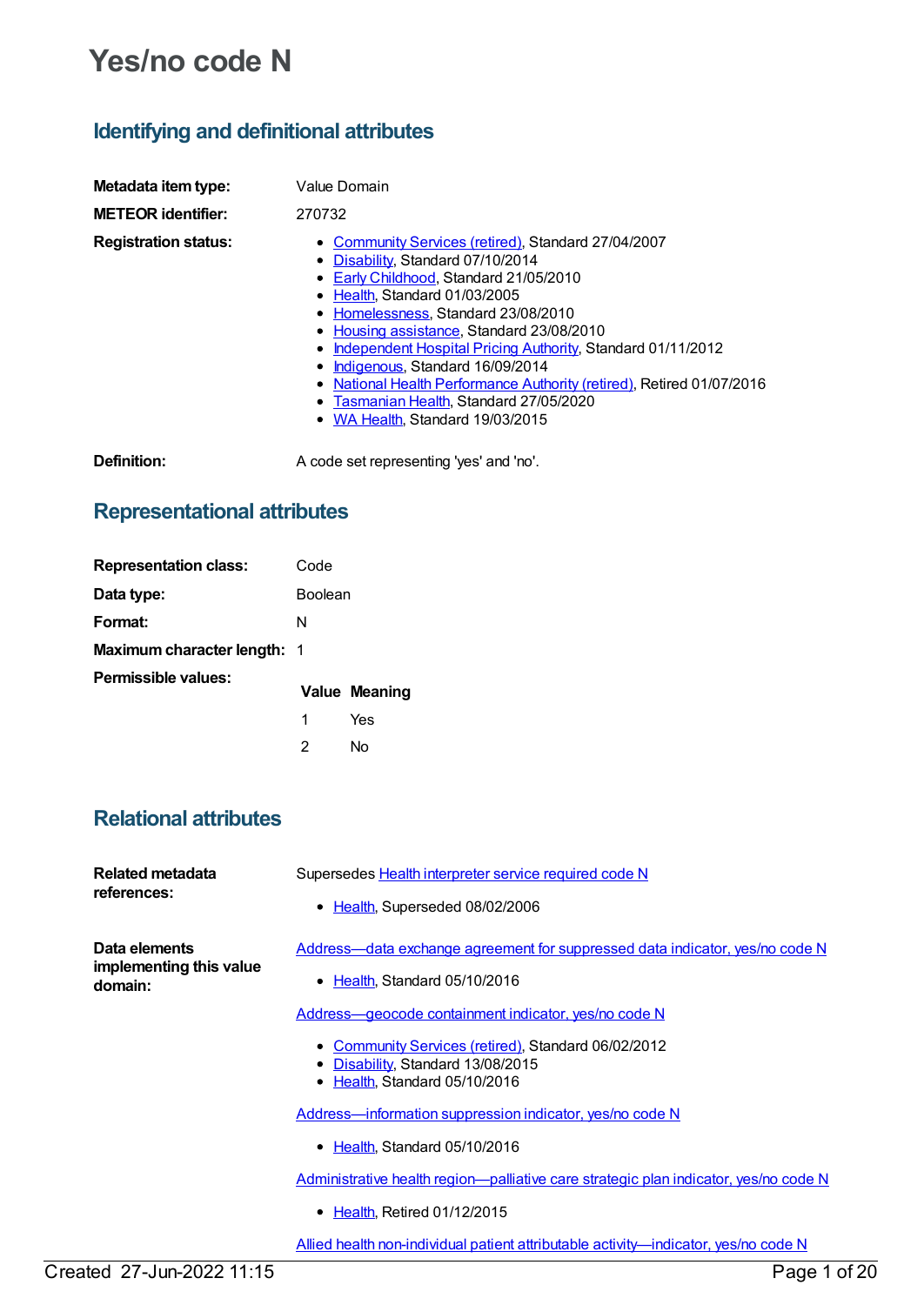# Yes/no code N

## Identifying and definitional attributes

**Metadata item type:** Value Domain

**METEOR identifier:** 270732

**Registration status:**

- Community Services (retired), Standard 27/04/2007
- Disability, Standard 07/10/2014
- Early Childhood, Standard 21/05/2010
- Health, Standard 01/03/2005
- Homelessness, Standard 23/08/2010
- Housing assistance, Standard 23/08/2010
- Independent Hospital Pricing Authority, Standard 01/11/2012
- Indigenous, Standard 16/09/2014
- National Health Performance Authority (retired), Retired 01/07/2016
- Tasmanian Health, Standard 27/05/2020
- WA Health, Standard 19/03/2015

**Definition:** A code set representing 'yes' and 'no'.

## Representational attributes

**Representation class:** Code

**Data type:** Boolean

**Format:** N

**Maximum character length:** 1

**Permissible values:**

| Value | Meaning |
|---|---|
| 1 | Yes |
| 2 | No |

## Relational attributes

**Related metadata references:**

Supersedes Health interpreter service required code N

- Health, Superseded 08/02/2006

**Data elements implementing this value domain:**

Address—data exchange agreement for suppressed data indicator, yes/no code N

- Health, Standard 05/10/2016

Address—geocode containment indicator, yes/no code N

- Community Services (retired), Standard 06/02/2012
- Disability, Standard 13/08/2015
- Health, Standard 05/10/2016

Address—information suppression indicator, yes/no code N

- Health, Standard 05/10/2016

Administrative health region—palliative care strategic plan indicator, yes/no code N

- Health, Retired 01/12/2015

Allied health non-individual patient attributable activity—indicator, yes/no code N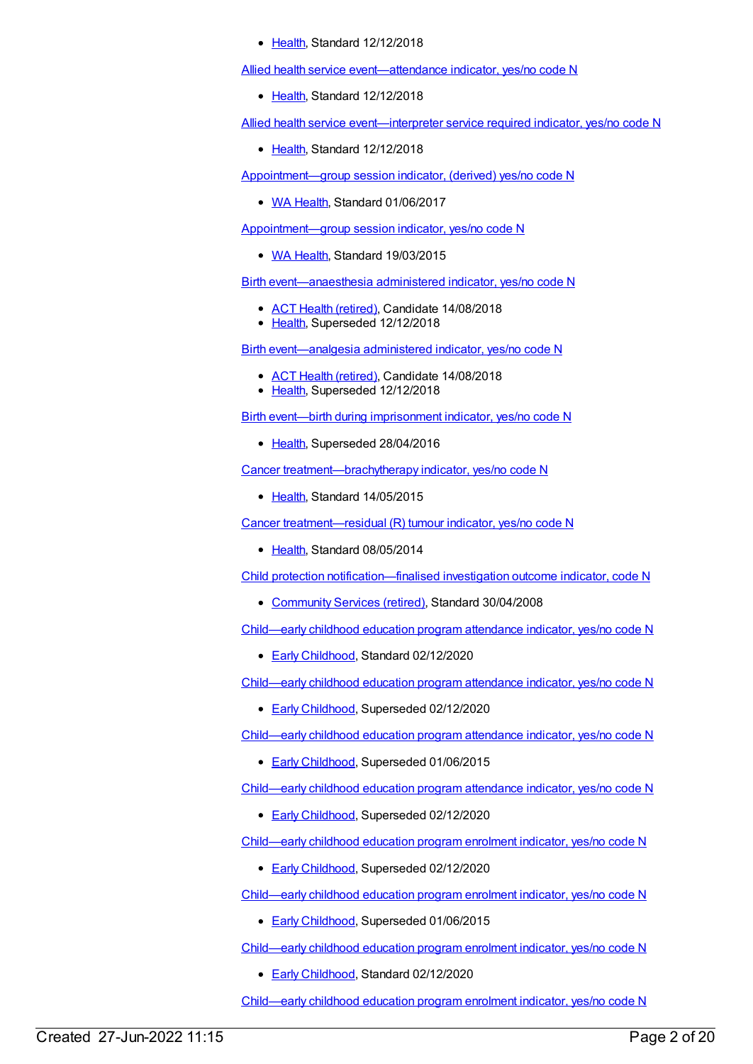- Health, Standard 12/12/2018

Allied health service event—attendance indicator, yes/no code N

- Health, Standard 12/12/2018

Allied health service event—interpreter service required indicator, yes/no code N

- Health, Standard 12/12/2018

Appointment—group session indicator, (derived) yes/no code N

- WA Health, Standard 01/06/2017

Appointment—group session indicator, yes/no code N

- WA Health, Standard 19/03/2015

Birth event—anaesthesia administered indicator, yes/no code N

- ACT Health (retired), Candidate 14/08/2018
- Health, Superseded 12/12/2018

Birth event—analgesia administered indicator, yes/no code N

- ACT Health (retired), Candidate 14/08/2018
- Health, Superseded 12/12/2018

Birth event—birth during imprisonment indicator, yes/no code N

- Health, Superseded 28/04/2016

Cancer treatment—brachytherapy indicator, yes/no code N

- Health, Standard 14/05/2015

Cancer treatment—residual (R) tumour indicator, yes/no code N

- Health, Standard 08/05/2014

Child protection notification—finalised investigation outcome indicator, code N

- Community Services (retired), Standard 30/04/2008

Child—early childhood education program attendance indicator, yes/no code N

- Early Childhood, Standard 02/12/2020

Child—early childhood education program attendance indicator, yes/no code N

- Early Childhood, Superseded 02/12/2020

Child—early childhood education program attendance indicator, yes/no code N

- Early Childhood, Superseded 01/06/2015

Child—early childhood education program attendance indicator, yes/no code N

- Early Childhood, Superseded 02/12/2020

Child—early childhood education program enrolment indicator, yes/no code N

- Early Childhood, Superseded 02/12/2020

Child—early childhood education program enrolment indicator, yes/no code N

- Early Childhood, Superseded 01/06/2015

Child—early childhood education program enrolment indicator, yes/no code N

- Early Childhood, Standard 02/12/2020

Child—early childhood education program enrolment indicator, yes/no code N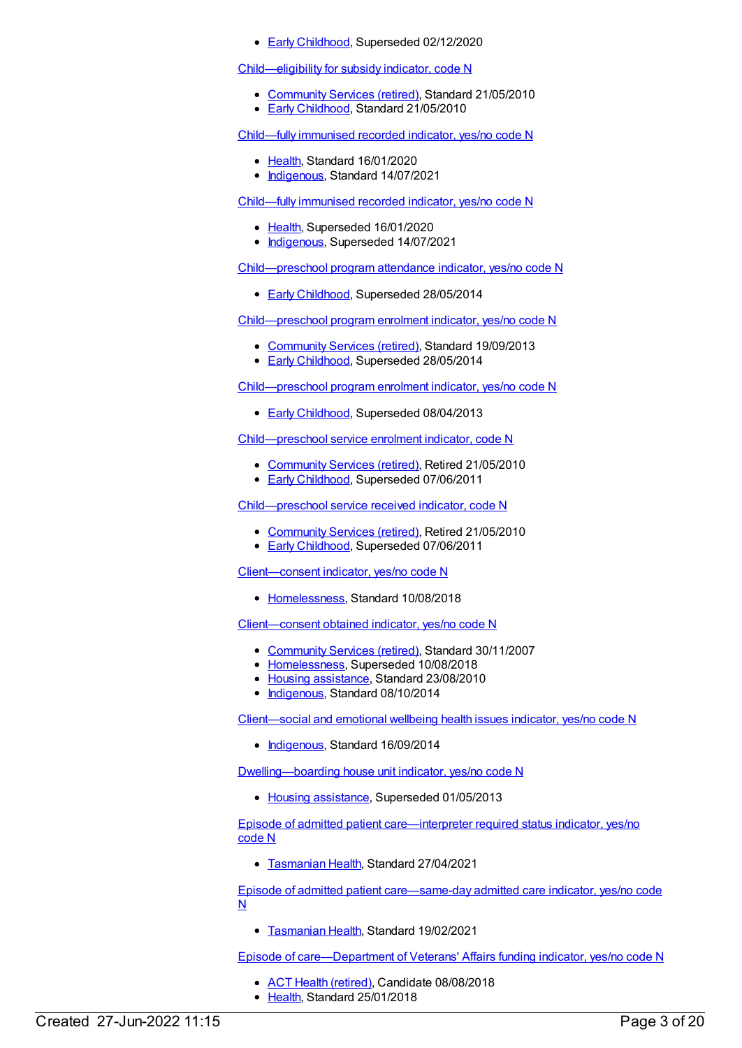- Early Childhood, Superseded 02/12/2020

Child—eligibility for subsidy indicator, code N

- Community Services (retired), Standard 21/05/2010
- Early Childhood, Standard 21/05/2010

Child—fully immunised recorded indicator, yes/no code N

- Health, Standard 16/01/2020
- Indigenous, Standard 14/07/2021

Child—fully immunised recorded indicator, yes/no code N

- Health, Superseded 16/01/2020
- Indigenous, Superseded 14/07/2021

Child—preschool program attendance indicator, yes/no code N

- Early Childhood, Superseded 28/05/2014

Child—preschool program enrolment indicator, yes/no code N

- Community Services (retired), Standard 19/09/2013
- Early Childhood, Superseded 28/05/2014

Child—preschool program enrolment indicator, yes/no code N

- Early Childhood, Superseded 08/04/2013

Child—preschool service enrolment indicator, code N

- Community Services (retired), Retired 21/05/2010
- Early Childhood, Superseded 07/06/2011

Child—preschool service received indicator, code N

- Community Services (retired), Retired 21/05/2010
- Early Childhood, Superseded 07/06/2011

Client—consent indicator, yes/no code N

- Homelessness, Standard 10/08/2018

Client—consent obtained indicator, yes/no code N

- Community Services (retired), Standard 30/11/2007
- Homelessness, Superseded 10/08/2018
- Housing assistance, Standard 23/08/2010
- Indigenous, Standard 08/10/2014

Client—social and emotional wellbeing health issues indicator, yes/no code N

- Indigenous, Standard 16/09/2014

Dwelling—boarding house unit indicator, yes/no code N

- Housing assistance, Superseded 01/05/2013

Episode of admitted patient care—interpreter required status indicator, yes/no code N

- Tasmanian Health, Standard 27/04/2021

Episode of admitted patient care—same-day admitted care indicator, yes/no code N

- Tasmanian Health, Standard 19/02/2021

Episode of care—Department of Veterans' Affairs funding indicator, yes/no code N

- ACT Health (retired), Candidate 08/08/2018
- Health, Standard 25/01/2018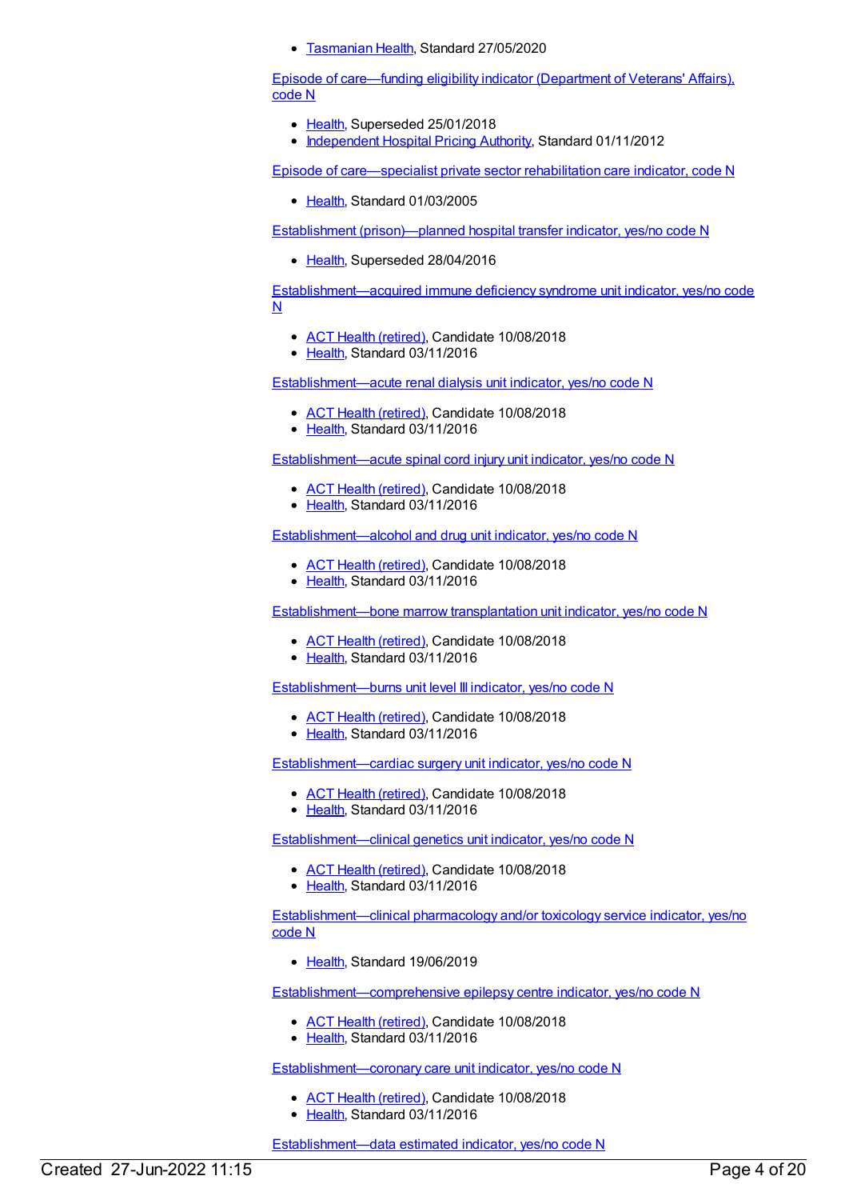- Tasmanian Health, Standard 27/05/2020

Episode of care—funding eligibility indicator (Department of Veterans' Affairs), code N

- Health, Superseded 25/01/2018
- Independent Hospital Pricing Authority, Standard 01/11/2012

Episode of care—specialist private sector rehabilitation care indicator, code N

- Health, Standard 01/03/2005

Establishment (prison)—planned hospital transfer indicator, yes/no code N

- Health, Superseded 28/04/2016

Establishment—acquired immune deficiency syndrome unit indicator, yes/no code N

- ACT Health (retired), Candidate 10/08/2018
- Health, Standard 03/11/2016

Establishment—acute renal dialysis unit indicator, yes/no code N

- ACT Health (retired), Candidate 10/08/2018
- Health, Standard 03/11/2016

Establishment—acute spinal cord injury unit indicator, yes/no code N

- ACT Health (retired), Candidate 10/08/2018
- Health, Standard 03/11/2016

Establishment—alcohol and drug unit indicator, yes/no code N

- ACT Health (retired), Candidate 10/08/2018
- Health, Standard 03/11/2016

Establishment—bone marrow transplantation unit indicator, yes/no code N

- ACT Health (retired), Candidate 10/08/2018
- Health, Standard 03/11/2016

Establishment—burns unit level III indicator, yes/no code N

- ACT Health (retired), Candidate 10/08/2018
- Health, Standard 03/11/2016

Establishment—cardiac surgery unit indicator, yes/no code N

- ACT Health (retired), Candidate 10/08/2018
- Health, Standard 03/11/2016

Establishment—clinical genetics unit indicator, yes/no code N

- ACT Health (retired), Candidate 10/08/2018
- Health, Standard 03/11/2016

Establishment—clinical pharmacology and/or toxicology service indicator, yes/no code N

- Health, Standard 19/06/2019

Establishment—comprehensive epilepsy centre indicator, yes/no code N

- ACT Health (retired), Candidate 10/08/2018
- Health, Standard 03/11/2016

Establishment—coronary care unit indicator, yes/no code N

- ACT Health (retired), Candidate 10/08/2018
- Health, Standard 03/11/2016

Establishment—data estimated indicator, yes/no code N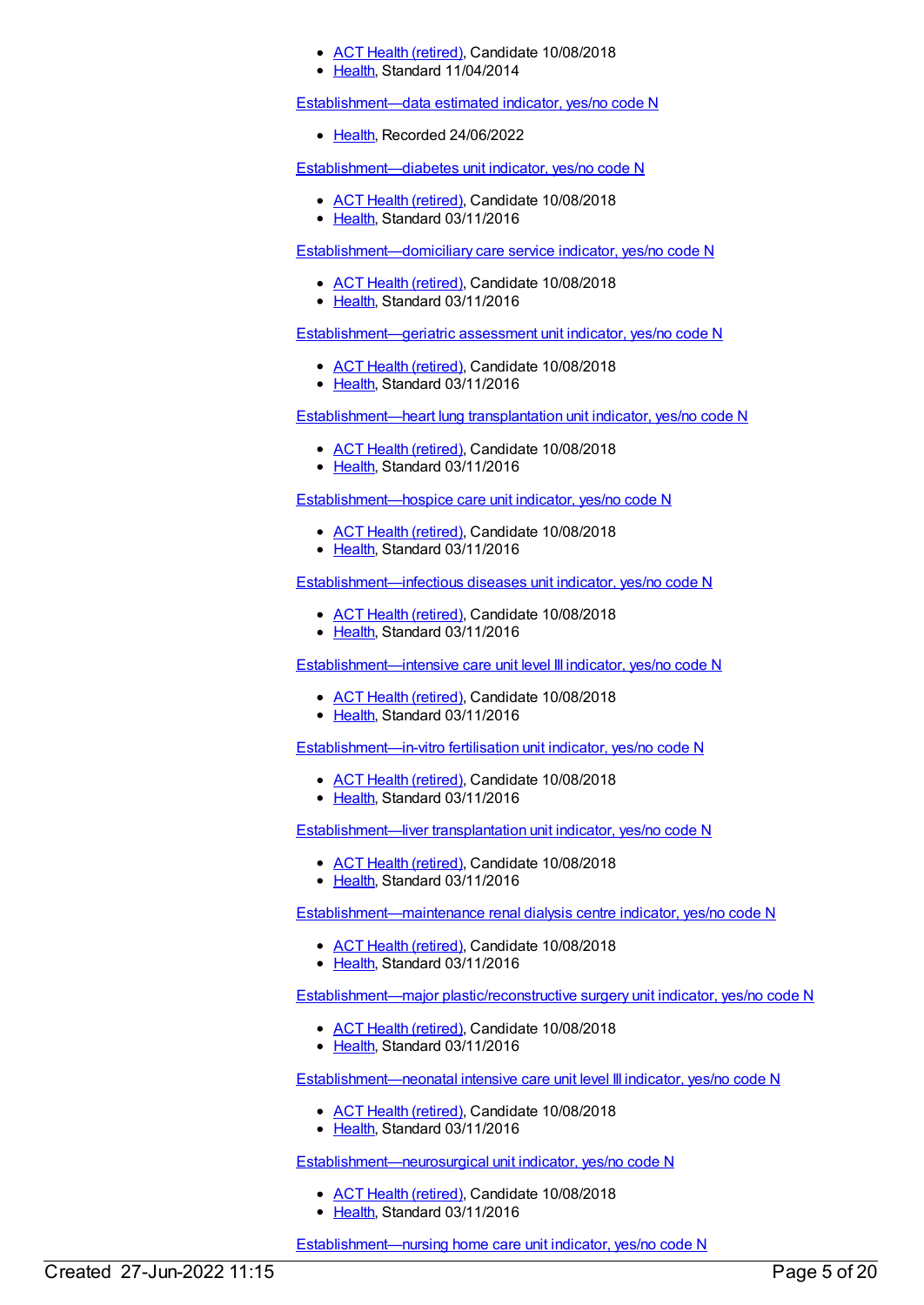- ACT Health (retired), Candidate 10/08/2018
- Health, Standard 11/04/2014

Establishment—data estimated indicator, yes/no code N

- Health, Recorded 24/06/2022

Establishment—diabetes unit indicator, yes/no code N

- ACT Health (retired), Candidate 10/08/2018
- Health, Standard 03/11/2016

Establishment—domiciliary care service indicator, yes/no code N

- ACT Health (retired), Candidate 10/08/2018
- Health, Standard 03/11/2016

Establishment—geriatric assessment unit indicator, yes/no code N

- ACT Health (retired), Candidate 10/08/2018
- Health, Standard 03/11/2016

Establishment—heart lung transplantation unit indicator, yes/no code N

- ACT Health (retired), Candidate 10/08/2018
- Health, Standard 03/11/2016

Establishment—hospice care unit indicator, yes/no code N

- ACT Health (retired), Candidate 10/08/2018
- Health, Standard 03/11/2016

Establishment—infectious diseases unit indicator, yes/no code N

- ACT Health (retired), Candidate 10/08/2018
- Health, Standard 03/11/2016

Establishment—intensive care unit level III indicator, yes/no code N

- ACT Health (retired), Candidate 10/08/2018
- Health, Standard 03/11/2016

Establishment—in-vitro fertilisation unit indicator, yes/no code N

- ACT Health (retired), Candidate 10/08/2018
- Health, Standard 03/11/2016

Establishment—liver transplantation unit indicator, yes/no code N

- ACT Health (retired), Candidate 10/08/2018
- Health, Standard 03/11/2016

Establishment—maintenance renal dialysis centre indicator, yes/no code N

- ACT Health (retired), Candidate 10/08/2018
- Health, Standard 03/11/2016

Establishment—major plastic/reconstructive surgery unit indicator, yes/no code N

- ACT Health (retired), Candidate 10/08/2018
- Health, Standard 03/11/2016

Establishment—neonatal intensive care unit level III indicator, yes/no code N

- ACT Health (retired), Candidate 10/08/2018
- Health, Standard 03/11/2016

Establishment—neurosurgical unit indicator, yes/no code N

- ACT Health (retired), Candidate 10/08/2018
- Health, Standard 03/11/2016

Establishment—nursing home care unit indicator, yes/no code N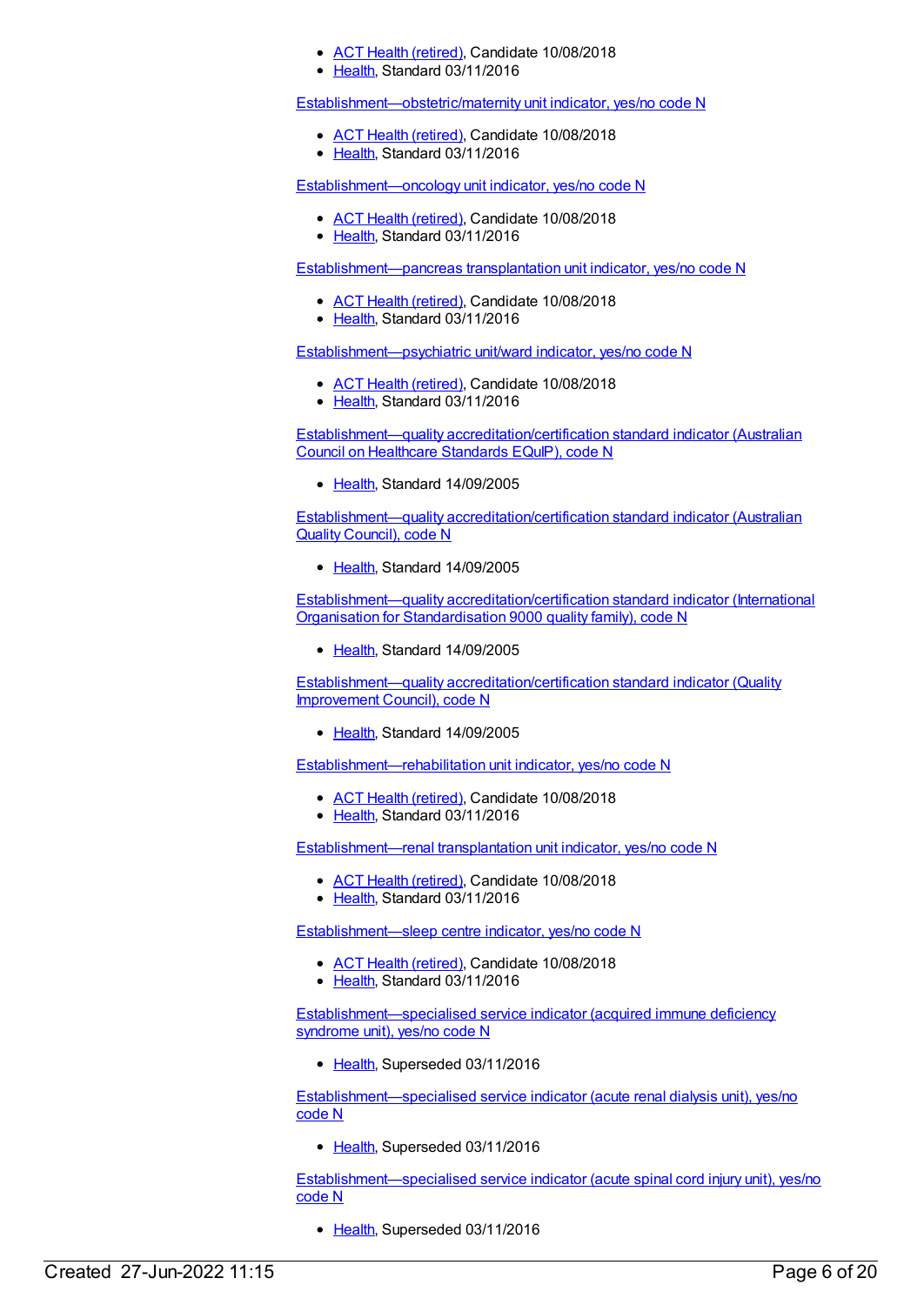- ACT Health (retired), Candidate 10/08/2018
- Health, Standard 03/11/2016

Establishment—obstetric/maternity unit indicator, yes/no code N

- ACT Health (retired), Candidate 10/08/2018
- Health, Standard 03/11/2016

Establishment—oncology unit indicator, yes/no code N

- ACT Health (retired), Candidate 10/08/2018
- Health, Standard 03/11/2016

Establishment—pancreas transplantation unit indicator, yes/no code N

- ACT Health (retired), Candidate 10/08/2018
- Health, Standard 03/11/2016

Establishment—psychiatric unit/ward indicator, yes/no code N

- ACT Health (retired), Candidate 10/08/2018
- Health, Standard 03/11/2016

Establishment—quality accreditation/certification standard indicator (Australian Council on Healthcare Standards EQuIP), code N

- Health, Standard 14/09/2005

Establishment—quality accreditation/certification standard indicator (Australian Quality Council), code N

- Health, Standard 14/09/2005

Establishment—quality accreditation/certification standard indicator (International Organisation for Standardisation 9000 quality family), code N

- Health, Standard 14/09/2005

Establishment—quality accreditation/certification standard indicator (Quality Improvement Council), code N

- Health, Standard 14/09/2005

Establishment—rehabilitation unit indicator, yes/no code N

- ACT Health (retired), Candidate 10/08/2018
- Health, Standard 03/11/2016

Establishment—renal transplantation unit indicator, yes/no code N

- ACT Health (retired), Candidate 10/08/2018
- Health, Standard 03/11/2016

Establishment—sleep centre indicator, yes/no code N

- ACT Health (retired), Candidate 10/08/2018
- Health, Standard 03/11/2016

Establishment—specialised service indicator (acquired immune deficiency syndrome unit), yes/no code N

- Health, Superseded 03/11/2016

Establishment—specialised service indicator (acute renal dialysis unit), yes/no code N

- Health, Superseded 03/11/2016

Establishment—specialised service indicator (acute spinal cord injury unit), yes/no code N

- Health, Superseded 03/11/2016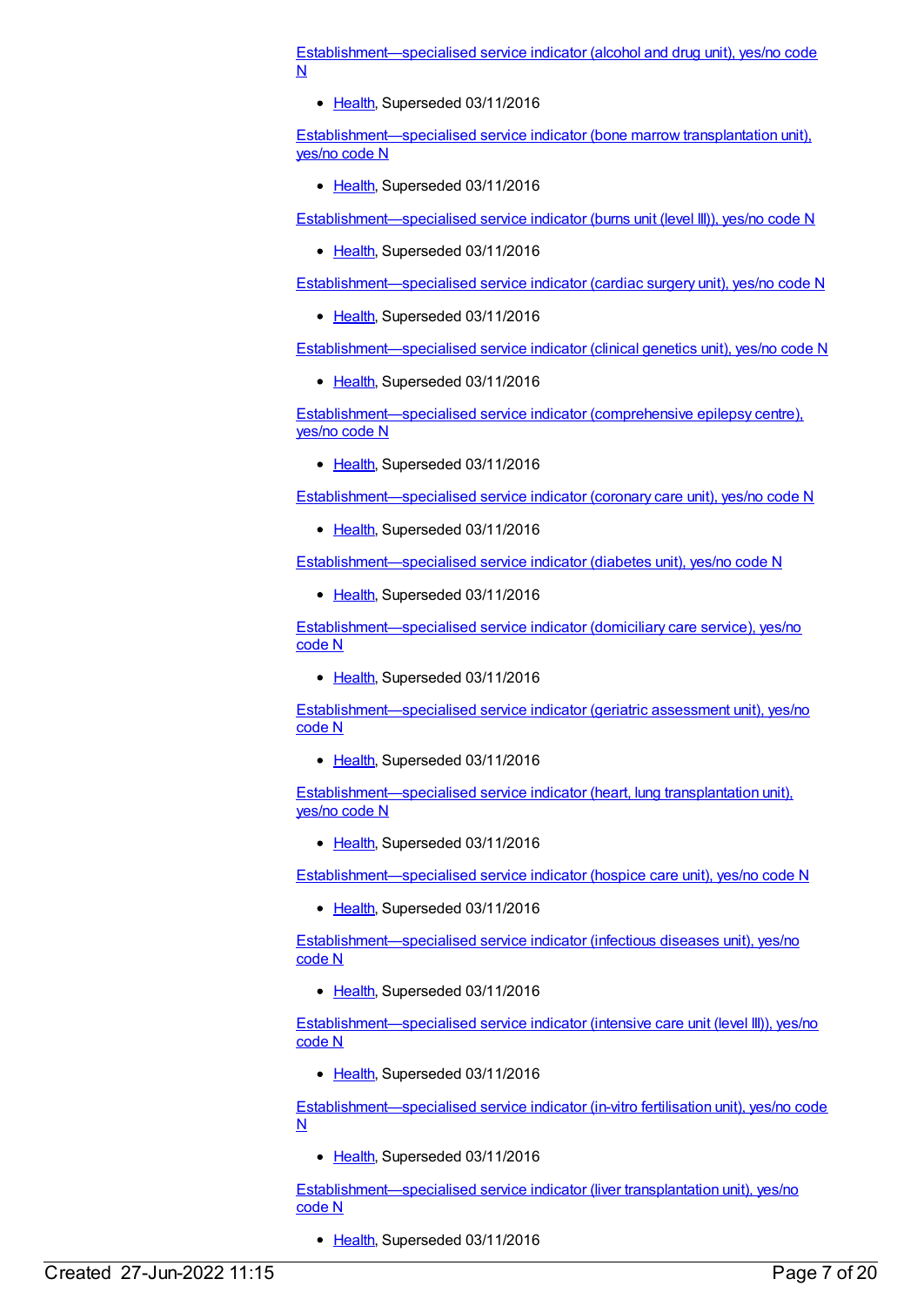Establishment—specialised service indicator (alcohol and drug unit), yes/no code N

- Health, Superseded 03/11/2016

Establishment—specialised service indicator (bone marrow transplantation unit), yes/no code N

- Health, Superseded 03/11/2016

Establishment—specialised service indicator (burns unit (level III)), yes/no code N

- Health, Superseded 03/11/2016

Establishment—specialised service indicator (cardiac surgery unit), yes/no code N

- Health, Superseded 03/11/2016

Establishment—specialised service indicator (clinical genetics unit), yes/no code N

- Health, Superseded 03/11/2016

Establishment—specialised service indicator (comprehensive epilepsy centre), yes/no code N

- Health, Superseded 03/11/2016

Establishment—specialised service indicator (coronary care unit), yes/no code N

- Health, Superseded 03/11/2016

Establishment—specialised service indicator (diabetes unit), yes/no code N

- Health, Superseded 03/11/2016

Establishment—specialised service indicator (domiciliary care service), yes/no code N

- Health, Superseded 03/11/2016

Establishment—specialised service indicator (geriatric assessment unit), yes/no code N

- Health, Superseded 03/11/2016

Establishment—specialised service indicator (heart, lung transplantation unit), yes/no code N

- Health, Superseded 03/11/2016

Establishment—specialised service indicator (hospice care unit), yes/no code N

- Health, Superseded 03/11/2016

Establishment—specialised service indicator (infectious diseases unit), yes/no code N

- Health, Superseded 03/11/2016

Establishment—specialised service indicator (intensive care unit (level III)), yes/no code N

- Health, Superseded 03/11/2016

Establishment—specialised service indicator (in-vitro fertilisation unit), yes/no code N

- Health, Superseded 03/11/2016

Establishment—specialised service indicator (liver transplantation unit), yes/no code N

- Health, Superseded 03/11/2016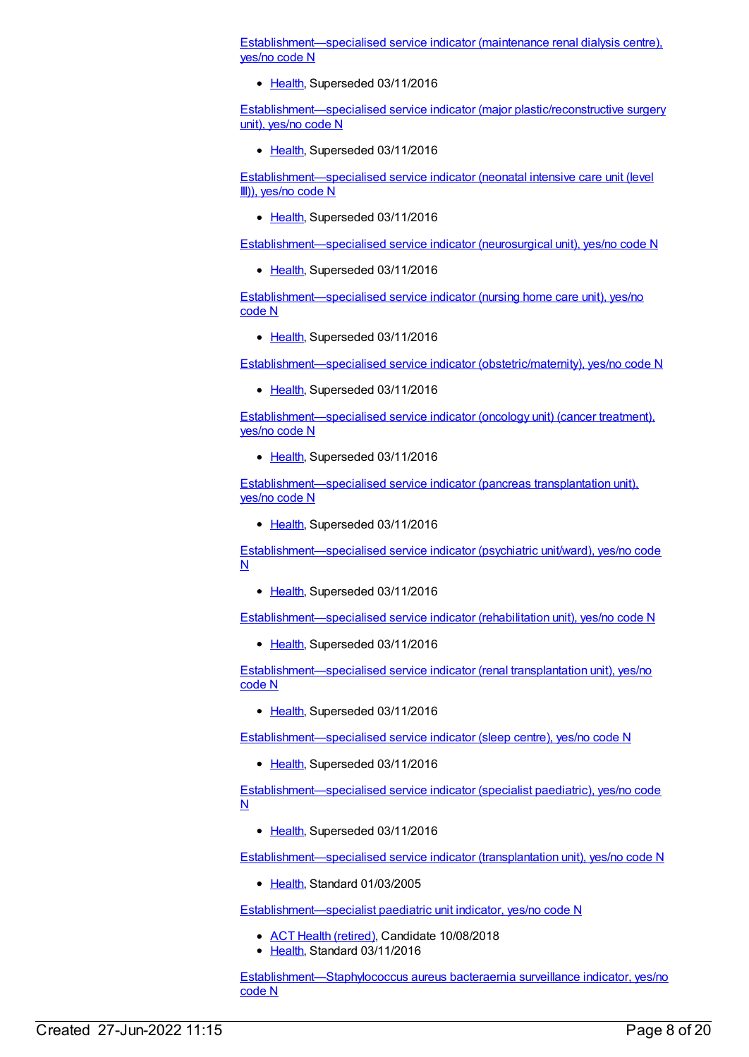Establishment—specialised service indicator (maintenance renal dialysis centre), yes/no code N

- Health, Superseded 03/11/2016

Establishment—specialised service indicator (major plastic/reconstructive surgery unit), yes/no code N

- Health, Superseded 03/11/2016

Establishment—specialised service indicator (neonatal intensive care unit (level III)), yes/no code N

- Health, Superseded 03/11/2016

Establishment—specialised service indicator (neurosurgical unit), yes/no code N

- Health, Superseded 03/11/2016

Establishment—specialised service indicator (nursing home care unit), yes/no code N

- Health, Superseded 03/11/2016

Establishment—specialised service indicator (obstetric/maternity), yes/no code N

- Health, Superseded 03/11/2016

Establishment—specialised service indicator (oncology unit) (cancer treatment), yes/no code N

- Health, Superseded 03/11/2016

Establishment—specialised service indicator (pancreas transplantation unit), yes/no code N

- Health, Superseded 03/11/2016

Establishment—specialised service indicator (psychiatric unit/ward), yes/no code N

- Health, Superseded 03/11/2016

Establishment—specialised service indicator (rehabilitation unit), yes/no code N

- Health, Superseded 03/11/2016

Establishment—specialised service indicator (renal transplantation unit), yes/no code N

- Health, Superseded 03/11/2016

Establishment—specialised service indicator (sleep centre), yes/no code N

- Health, Superseded 03/11/2016

Establishment—specialised service indicator (specialist paediatric), yes/no code N

- Health, Superseded 03/11/2016

Establishment—specialised service indicator (transplantation unit), yes/no code N

- Health, Standard 01/03/2005

Establishment—specialist paediatric unit indicator, yes/no code N

- ACT Health (retired), Candidate 10/08/2018
- Health, Standard 03/11/2016

Establishment—Staphylococcus aureus bacteraemia surveillance indicator, yes/no code N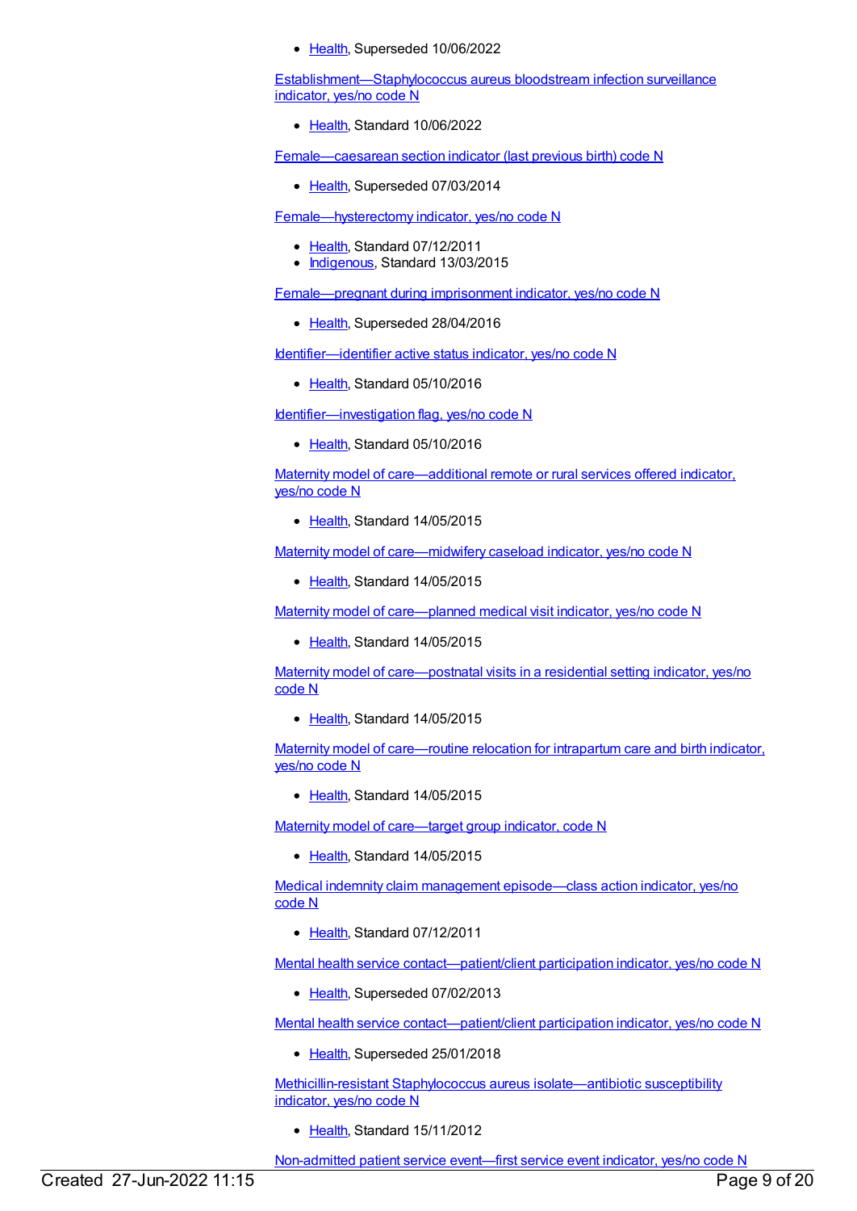- Health, Superseded 10/06/2022

Establishment—Staphylococcus aureus bloodstream infection surveillance indicator, yes/no code N

- Health, Standard 10/06/2022

Female—caesarean section indicator (last previous birth) code N

- Health, Superseded 07/03/2014

Female—hysterectomy indicator, yes/no code N

- Health, Standard 07/12/2011
- Indigenous, Standard 13/03/2015

Female—pregnant during imprisonment indicator, yes/no code N

- Health, Superseded 28/04/2016

Identifier—identifier active status indicator, yes/no code N

- Health, Standard 05/10/2016

Identifier—investigation flag, yes/no code N

- Health, Standard 05/10/2016

Maternity model of care—additional remote or rural services offered indicator, yes/no code N

- Health, Standard 14/05/2015

Maternity model of care—midwifery caseload indicator, yes/no code N

- Health, Standard 14/05/2015

Maternity model of care—planned medical visit indicator, yes/no code N

- Health, Standard 14/05/2015

Maternity model of care—postnatal visits in a residential setting indicator, yes/no code N

- Health, Standard 14/05/2015

Maternity model of care—routine relocation for intrapartum care and birth indicator, yes/no code N

- Health, Standard 14/05/2015

Maternity model of care—target group indicator, code N

- Health, Standard 14/05/2015

Medical indemnity claim management episode—class action indicator, yes/no code N

- Health, Standard 07/12/2011

Mental health service contact—patient/client participation indicator, yes/no code N

- Health, Superseded 07/02/2013

Mental health service contact—patient/client participation indicator, yes/no code N

- Health, Superseded 25/01/2018

Methicillin-resistant Staphylococcus aureus isolate—antibiotic susceptibility indicator, yes/no code N

- Health, Standard 15/11/2012

Non-admitted patient service event—first service event indicator, yes/no code N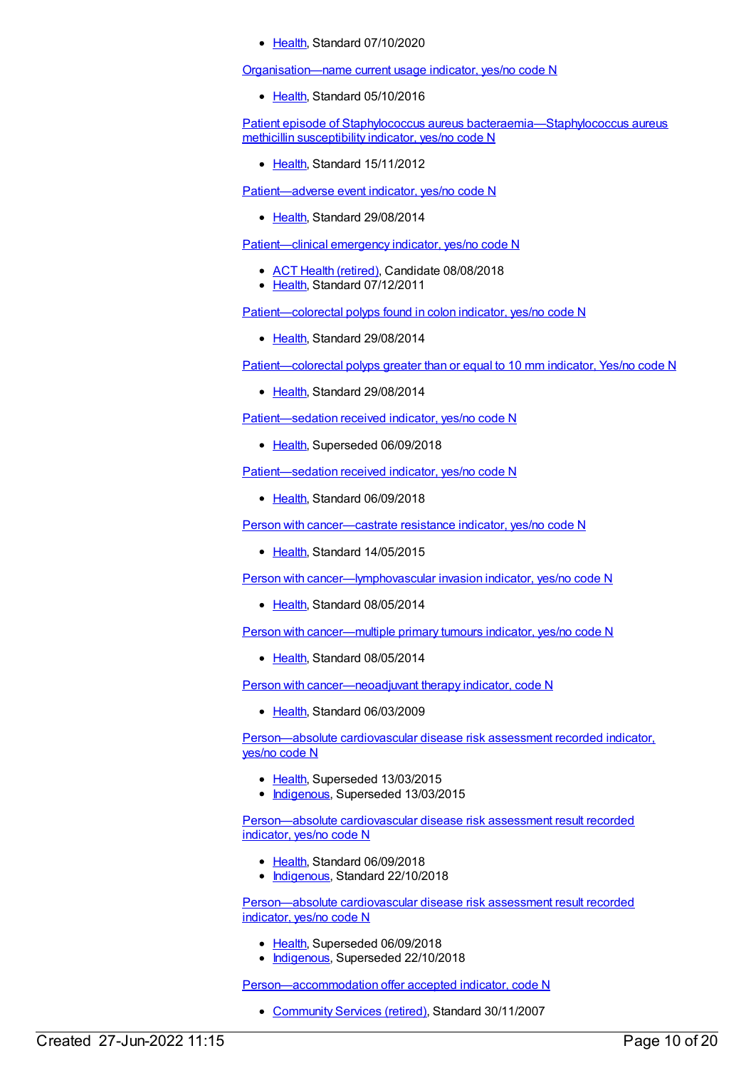- Health, Standard 07/10/2020

Organisation—name current usage indicator, yes/no code N

- Health, Standard 05/10/2016

Patient episode of Staphylococcus aureus bacteraemia—Staphylococcus aureus methicillin susceptibility indicator, yes/no code N

- Health, Standard 15/11/2012

Patient—adverse event indicator, yes/no code N

- Health, Standard 29/08/2014

Patient—clinical emergency indicator, yes/no code N

- ACT Health (retired), Candidate 08/08/2018
- Health, Standard 07/12/2011

Patient—colorectal polyps found in colon indicator, yes/no code N

- Health, Standard 29/08/2014

Patient—colorectal polyps greater than or equal to 10 mm indicator, Yes/no code N

- Health, Standard 29/08/2014

Patient—sedation received indicator, yes/no code N

- Health, Superseded 06/09/2018

Patient—sedation received indicator, yes/no code N

- Health, Standard 06/09/2018

Person with cancer—castrate resistance indicator, yes/no code N

- Health, Standard 14/05/2015

Person with cancer—lymphovascular invasion indicator, yes/no code N

- Health, Standard 08/05/2014

Person with cancer—multiple primary tumours indicator, yes/no code N

- Health, Standard 08/05/2014

Person with cancer—neoadjuvant therapy indicator, code N

- Health, Standard 06/03/2009

Person—absolute cardiovascular disease risk assessment recorded indicator, yes/no code N

- Health, Superseded 13/03/2015
- Indigenous, Superseded 13/03/2015

Person—absolute cardiovascular disease risk assessment result recorded indicator, yes/no code N

- Health, Standard 06/09/2018
- Indigenous, Standard 22/10/2018

Person—absolute cardiovascular disease risk assessment result recorded indicator, yes/no code N

- Health, Superseded 06/09/2018
- Indigenous, Superseded 22/10/2018

Person—accommodation offer accepted indicator, code N

- Community Services (retired), Standard 30/11/2007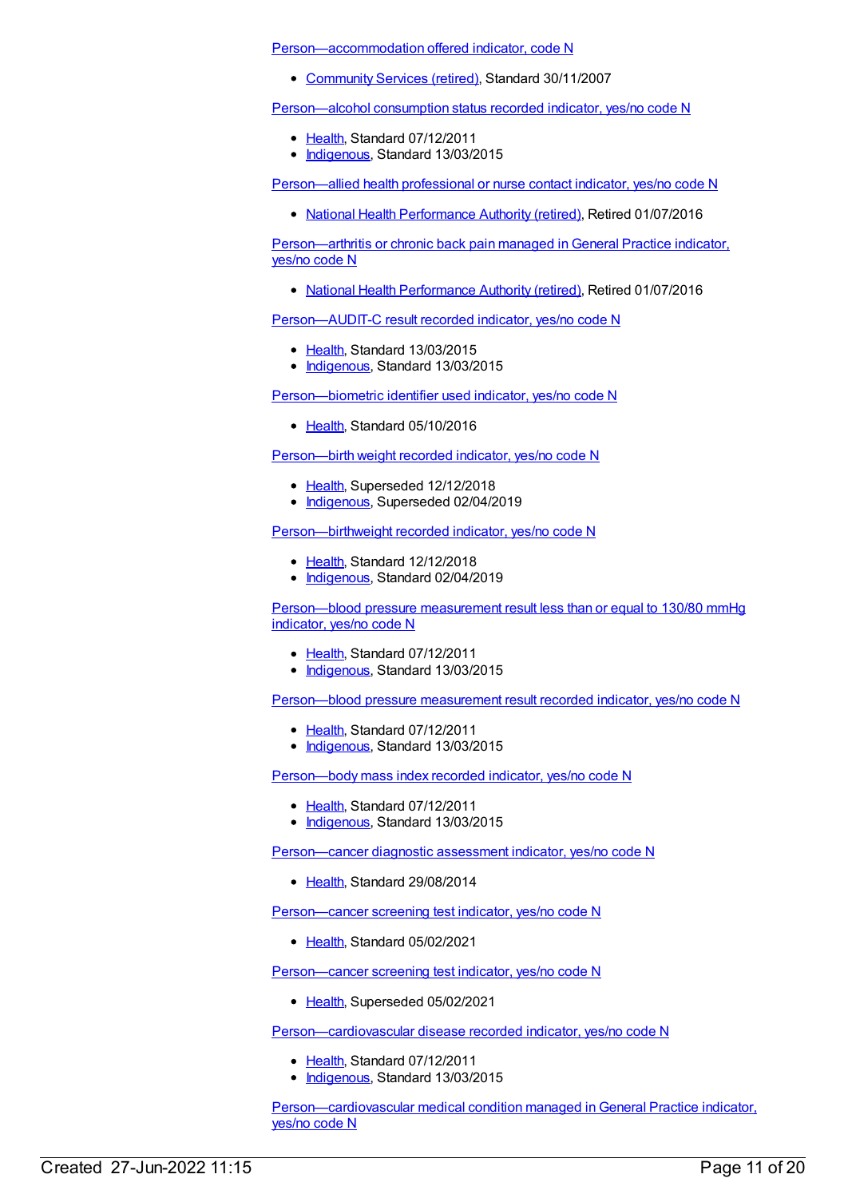Person—accommodation offered indicator, code N

- Community Services (retired), Standard 30/11/2007

Person—alcohol consumption status recorded indicator, yes/no code N

- Health, Standard 07/12/2011
- Indigenous, Standard 13/03/2015

Person—allied health professional or nurse contact indicator, yes/no code N

- National Health Performance Authority (retired), Retired 01/07/2016

Person—arthritis or chronic back pain managed in General Practice indicator, yes/no code N

- National Health Performance Authority (retired), Retired 01/07/2016

Person—AUDIT-C result recorded indicator, yes/no code N

- Health, Standard 13/03/2015
- Indigenous, Standard 13/03/2015

Person—biometric identifier used indicator, yes/no code N

- Health, Standard 05/10/2016

Person—birth weight recorded indicator, yes/no code N

- Health, Superseded 12/12/2018
- Indigenous, Superseded 02/04/2019

Person—birthweight recorded indicator, yes/no code N

- Health, Standard 12/12/2018
- Indigenous, Standard 02/04/2019

Person—blood pressure measurement result less than or equal to 130/80 mmHg indicator, yes/no code N

- Health, Standard 07/12/2011
- Indigenous, Standard 13/03/2015

Person—blood pressure measurement result recorded indicator, yes/no code N

- Health, Standard 07/12/2011
- Indigenous, Standard 13/03/2015

Person—body mass index recorded indicator, yes/no code N

- Health, Standard 07/12/2011
- Indigenous, Standard 13/03/2015

Person—cancer diagnostic assessment indicator, yes/no code N

- Health, Standard 29/08/2014

Person—cancer screening test indicator, yes/no code N

- Health, Standard 05/02/2021

Person—cancer screening test indicator, yes/no code N

- Health, Superseded 05/02/2021

Person—cardiovascular disease recorded indicator, yes/no code N

- Health, Standard 07/12/2011
- Indigenous, Standard 13/03/2015

Person—cardiovascular medical condition managed in General Practice indicator, yes/no code N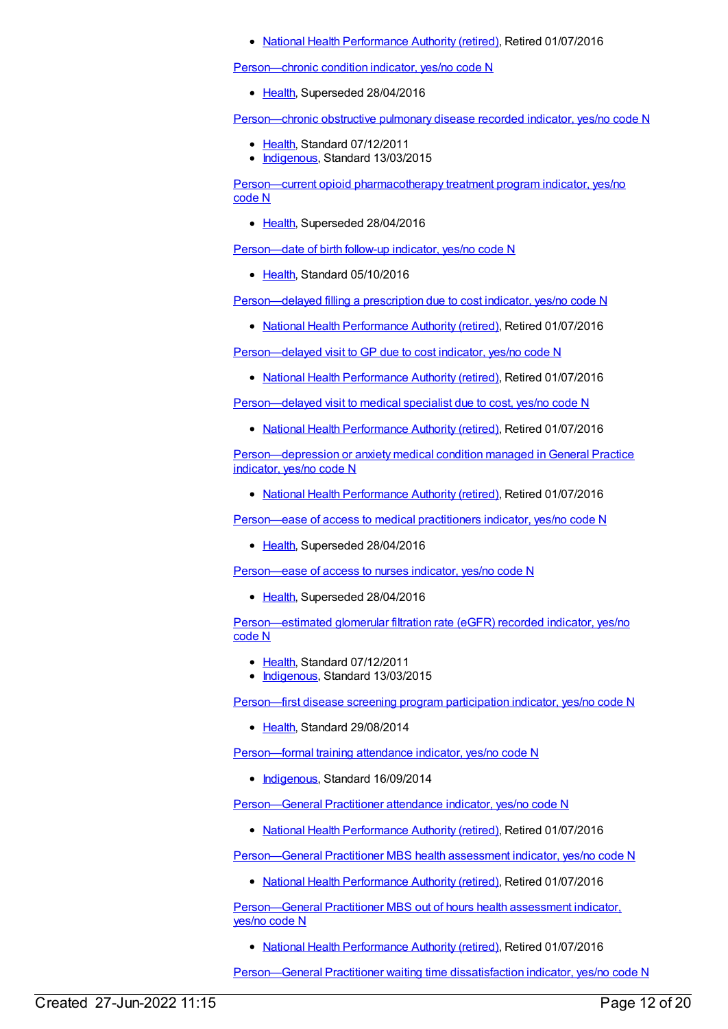- National Health Performance Authority (retired), Retired 01/07/2016

Person—chronic condition indicator, yes/no code N

- Health, Superseded 28/04/2016

Person—chronic obstructive pulmonary disease recorded indicator, yes/no code N

- Health, Standard 07/12/2011
- Indigenous, Standard 13/03/2015

Person—current opioid pharmacotherapy treatment program indicator, yes/no code N

- Health, Superseded 28/04/2016

Person—date of birth follow-up indicator, yes/no code N

- Health, Standard 05/10/2016

Person—delayed filling a prescription due to cost indicator, yes/no code N

- National Health Performance Authority (retired), Retired 01/07/2016

Person—delayed visit to GP due to cost indicator, yes/no code N

- National Health Performance Authority (retired), Retired 01/07/2016

Person—delayed visit to medical specialist due to cost, yes/no code N

- National Health Performance Authority (retired), Retired 01/07/2016

Person—depression or anxiety medical condition managed in General Practice indicator, yes/no code N

- National Health Performance Authority (retired), Retired 01/07/2016

Person—ease of access to medical practitioners indicator, yes/no code N

- Health, Superseded 28/04/2016

Person—ease of access to nurses indicator, yes/no code N

- Health, Superseded 28/04/2016

Person—estimated glomerular filtration rate (eGFR) recorded indicator, yes/no code N

- Health, Standard 07/12/2011
- Indigenous, Standard 13/03/2015

Person—first disease screening program participation indicator, yes/no code N

- Health, Standard 29/08/2014

Person—formal training attendance indicator, yes/no code N

- Indigenous, Standard 16/09/2014

Person—General Practitioner attendance indicator, yes/no code N

- National Health Performance Authority (retired), Retired 01/07/2016

Person—General Practitioner MBS health assessment indicator, yes/no code N

- National Health Performance Authority (retired), Retired 01/07/2016

Person—General Practitioner MBS out of hours health assessment indicator, yes/no code N

- National Health Performance Authority (retired), Retired 01/07/2016

Person—General Practitioner waiting time dissatisfaction indicator, yes/no code N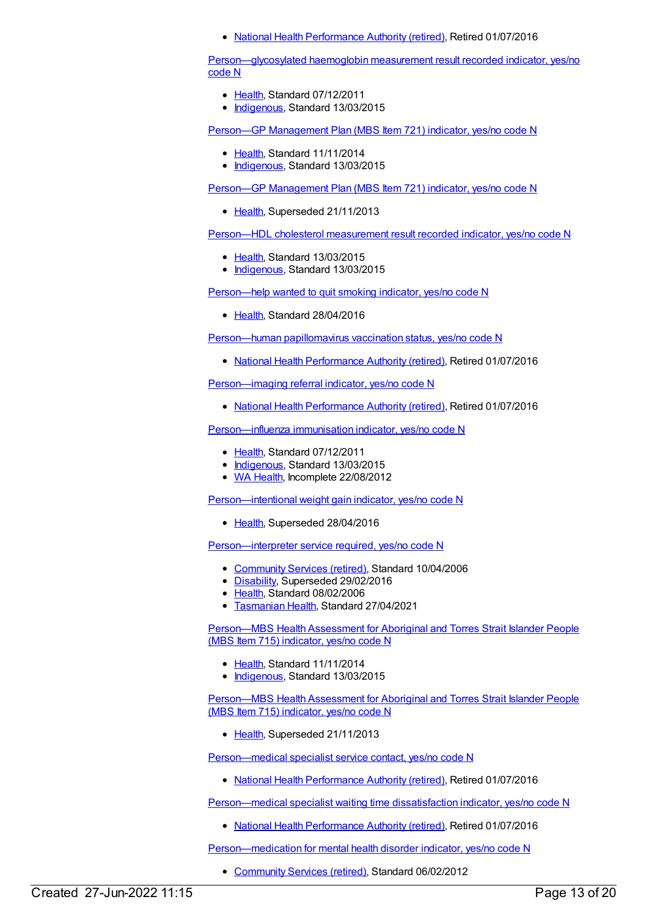- National Health Performance Authority (retired), Retired 01/07/2016

Person—glycosylated haemoglobin measurement result recorded indicator, yes/no code N

- Health, Standard 07/12/2011
- Indigenous, Standard 13/03/2015

Person—GP Management Plan (MBS Item 721) indicator, yes/no code N

- Health, Standard 11/11/2014
- Indigenous, Standard 13/03/2015

Person—GP Management Plan (MBS Item 721) indicator, yes/no code N

- Health, Superseded 21/11/2013

Person—HDL cholesterol measurement result recorded indicator, yes/no code N

- Health, Standard 13/03/2015
- Indigenous, Standard 13/03/2015

Person—help wanted to quit smoking indicator, yes/no code N

- Health, Standard 28/04/2016

Person—human papillomavirus vaccination status, yes/no code N

- National Health Performance Authority (retired), Retired 01/07/2016

Person—imaging referral indicator, yes/no code N

- National Health Performance Authority (retired), Retired 01/07/2016

Person—influenza immunisation indicator, yes/no code N

- Health, Standard 07/12/2011
- Indigenous, Standard 13/03/2015
- WA Health, Incomplete 22/08/2012

Person—intentional weight gain indicator, yes/no code N

- Health, Superseded 28/04/2016

Person—interpreter service required, yes/no code N

- Community Services (retired), Standard 10/04/2006
- Disability, Superseded 29/02/2016
- Health, Standard 08/02/2006
- Tasmanian Health, Standard 27/04/2021

Person—MBS Health Assessment for Aboriginal and Torres Strait Islander People (MBS Item 715) indicator, yes/no code N

- Health, Standard 11/11/2014
- Indigenous, Standard 13/03/2015

Person—MBS Health Assessment for Aboriginal and Torres Strait Islander People (MBS Item 715) indicator, yes/no code N

- Health, Superseded 21/11/2013

Person—medical specialist service contact, yes/no code N

- National Health Performance Authority (retired), Retired 01/07/2016

Person—medical specialist waiting time dissatisfaction indicator, yes/no code N

- National Health Performance Authority (retired), Retired 01/07/2016

Person—medication for mental health disorder indicator, yes/no code N

- Community Services (retired), Standard 06/02/2012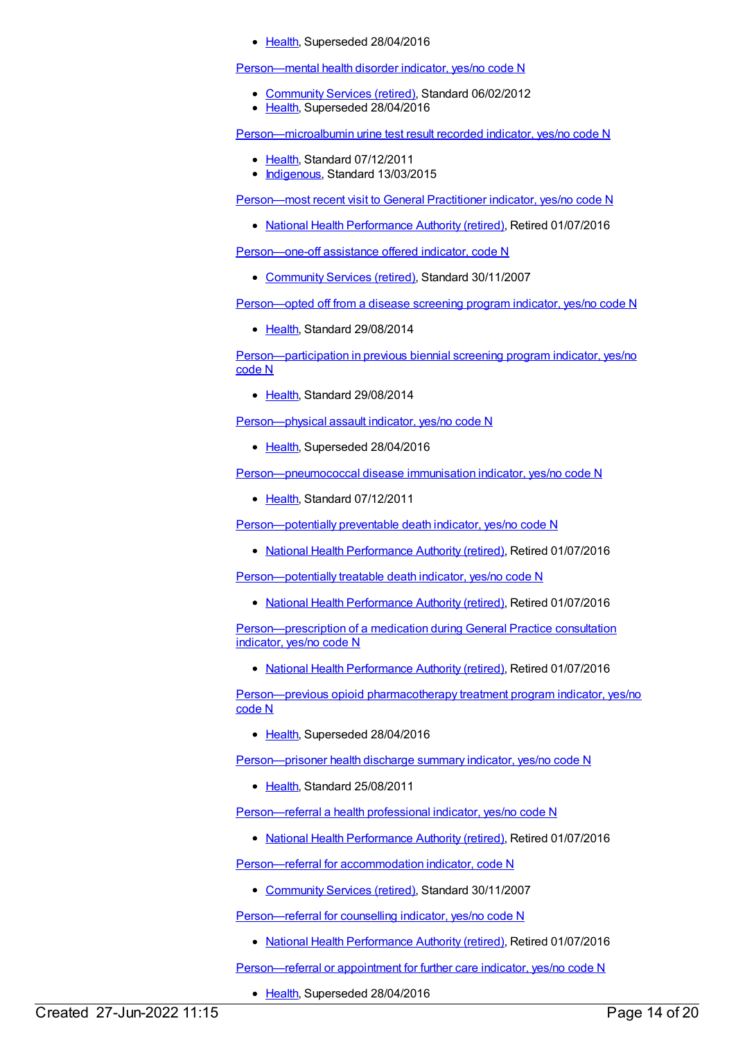- Health, Superseded 28/04/2016

Person—mental health disorder indicator, yes/no code N

- Community Services (retired), Standard 06/02/2012
- Health, Superseded 28/04/2016

Person—microalbumin urine test result recorded indicator, yes/no code N

- Health, Standard 07/12/2011
- Indigenous, Standard 13/03/2015

Person—most recent visit to General Practitioner indicator, yes/no code N

- National Health Performance Authority (retired), Retired 01/07/2016

Person—one-off assistance offered indicator, code N

- Community Services (retired), Standard 30/11/2007

Person—opted off from a disease screening program indicator, yes/no code N

- Health, Standard 29/08/2014

Person—participation in previous biennial screening program indicator, yes/no code N

- Health, Standard 29/08/2014

Person—physical assault indicator, yes/no code N

- Health, Superseded 28/04/2016

Person—pneumococcal disease immunisation indicator, yes/no code N

- Health, Standard 07/12/2011

Person—potentially preventable death indicator, yes/no code N

- National Health Performance Authority (retired), Retired 01/07/2016

Person—potentially treatable death indicator, yes/no code N

- National Health Performance Authority (retired), Retired 01/07/2016

Person—prescription of a medication during General Practice consultation indicator, yes/no code N

- National Health Performance Authority (retired), Retired 01/07/2016

Person—previous opioid pharmacotherapy treatment program indicator, yes/no code N

- Health, Superseded 28/04/2016

Person—prisoner health discharge summary indicator, yes/no code N

- Health, Standard 25/08/2011

Person—referral a health professional indicator, yes/no code N

- National Health Performance Authority (retired), Retired 01/07/2016

Person—referral for accommodation indicator, code N

- Community Services (retired), Standard 30/11/2007

Person—referral for counselling indicator, yes/no code N

- National Health Performance Authority (retired), Retired 01/07/2016

Person—referral or appointment for further care indicator, yes/no code N

- Health, Superseded 28/04/2016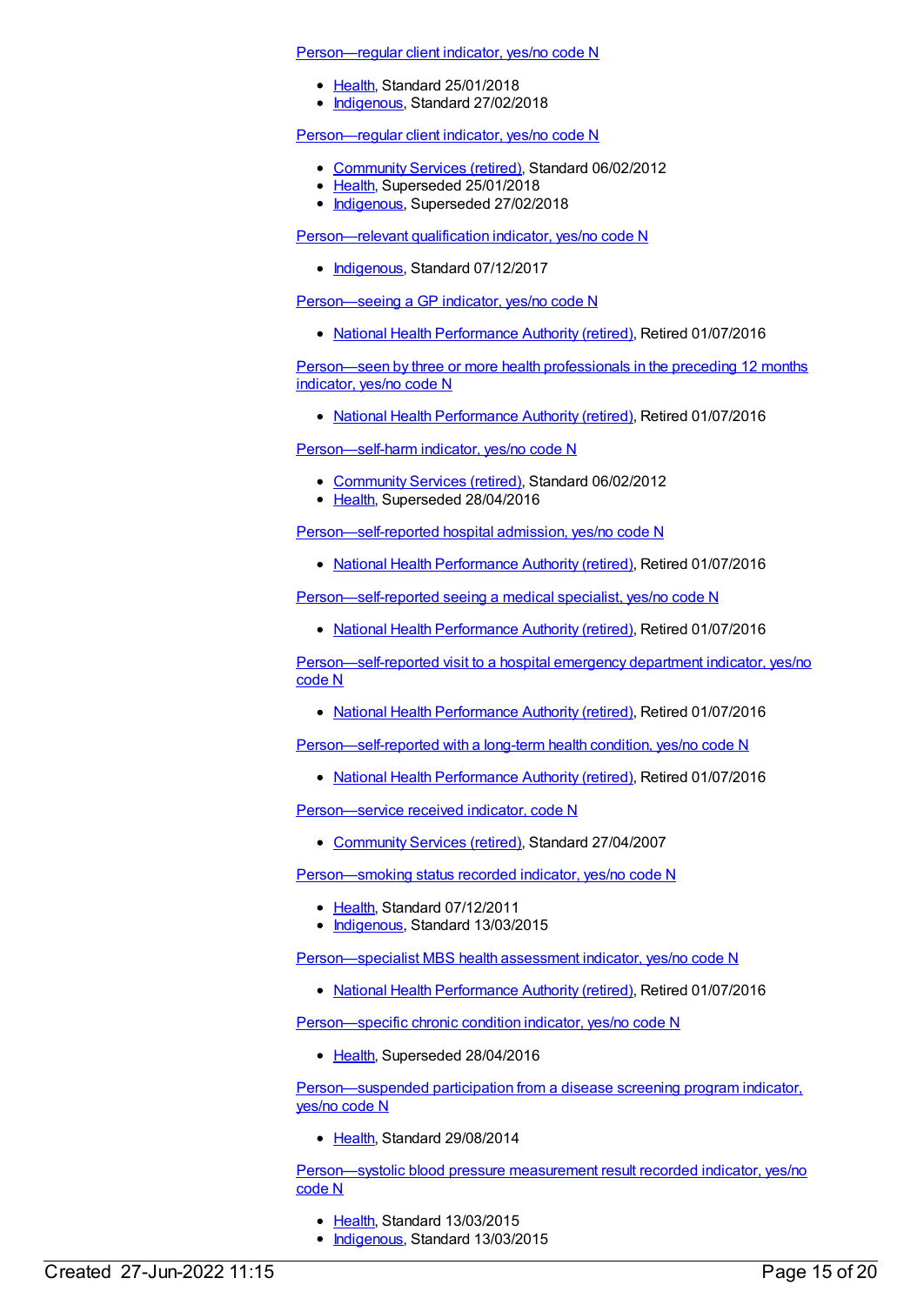[Person—regular client indicator, yes/no code N]

- [Health], Standard 25/01/2018
- [Indigenous], Standard 27/02/2018

[Person—regular client indicator, yes/no code N]

- [Community Services (retired)], Standard 06/02/2012
- [Health], Superseded 25/01/2018
- [Indigenous], Superseded 27/02/2018

[Person—relevant qualification indicator, yes/no code N]

- [Indigenous], Standard 07/12/2017

[Person—seeing a GP indicator, yes/no code N]

- [National Health Performance Authority (retired)], Retired 01/07/2016

[Person—seen by three or more health professionals in the preceding 12 months indicator, yes/no code N]

- [National Health Performance Authority (retired)], Retired 01/07/2016

[Person—self-harm indicator, yes/no code N]

- [Community Services (retired)], Standard 06/02/2012
- [Health], Superseded 28/04/2016

[Person—self-reported hospital admission, yes/no code N]

- [National Health Performance Authority (retired)], Retired 01/07/2016

[Person—self-reported seeing a medical specialist, yes/no code N]

- [National Health Performance Authority (retired)], Retired 01/07/2016

[Person—self-reported visit to a hospital emergency department indicator, yes/no code N]

- [National Health Performance Authority (retired)], Retired 01/07/2016

[Person—self-reported with a long-term health condition, yes/no code N]

- [National Health Performance Authority (retired)], Retired 01/07/2016

[Person—service received indicator, code N]

- [Community Services (retired)], Standard 27/04/2007

[Person—smoking status recorded indicator, yes/no code N]

- [Health], Standard 07/12/2011
- [Indigenous], Standard 13/03/2015

[Person—specialist MBS health assessment indicator, yes/no code N]

- [National Health Performance Authority (retired)], Retired 01/07/2016

[Person—specific chronic condition indicator, yes/no code N]

- [Health], Superseded 28/04/2016

[Person—suspended participation from a disease screening program indicator, yes/no code N]

- [Health], Standard 29/08/2014

[Person—systolic blood pressure measurement result recorded indicator, yes/no code N]

- [Health], Standard 13/03/2015
- [Indigenous], Standard 13/03/2015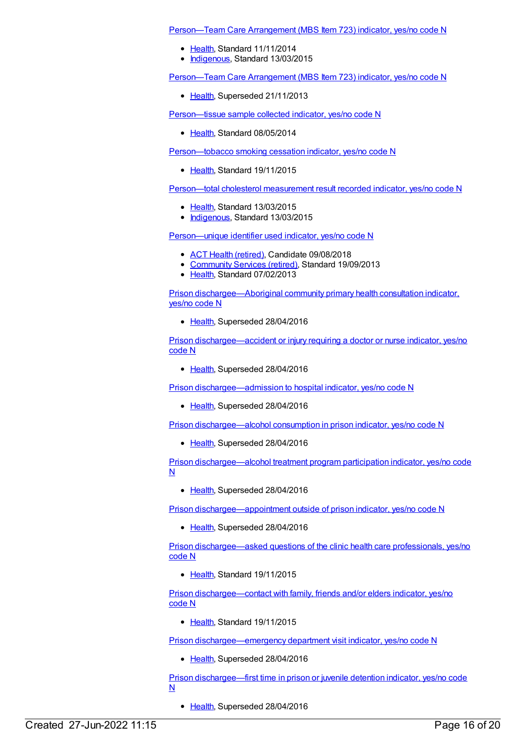Person—Team Care Arrangement (MBS Item 723) indicator, yes/no code N

- Health, Standard 11/11/2014
- Indigenous, Standard 13/03/2015

Person—Team Care Arrangement (MBS Item 723) indicator, yes/no code N

- Health, Superseded 21/11/2013

Person—tissue sample collected indicator, yes/no code N

- Health, Standard 08/05/2014

Person—tobacco smoking cessation indicator, yes/no code N

- Health, Standard 19/11/2015

Person—total cholesterol measurement result recorded indicator, yes/no code N

- Health, Standard 13/03/2015
- Indigenous, Standard 13/03/2015

Person—unique identifier used indicator, yes/no code N

- ACT Health (retired), Candidate 09/08/2018
- Community Services (retired), Standard 19/09/2013
- Health, Standard 07/02/2013

Prison dischargee—Aboriginal community primary health consultation indicator, yes/no code N

- Health, Superseded 28/04/2016

Prison dischargee—accident or injury requiring a doctor or nurse indicator, yes/no code N

- Health, Superseded 28/04/2016

Prison dischargee—admission to hospital indicator, yes/no code N

- Health, Superseded 28/04/2016

Prison dischargee—alcohol consumption in prison indicator, yes/no code N

- Health, Superseded 28/04/2016

Prison dischargee—alcohol treatment program participation indicator, yes/no code N

- Health, Superseded 28/04/2016

Prison dischargee—appointment outside of prison indicator, yes/no code N

- Health, Superseded 28/04/2016

Prison dischargee—asked questions of the clinic health care professionals, yes/no code N

- Health, Standard 19/11/2015

Prison dischargee—contact with family, friends and/or elders indicator, yes/no code N

- Health, Standard 19/11/2015

Prison dischargee—emergency department visit indicator, yes/no code N

- Health, Superseded 28/04/2016

Prison dischargee—first time in prison or juvenile detention indicator, yes/no code N

- Health, Superseded 28/04/2016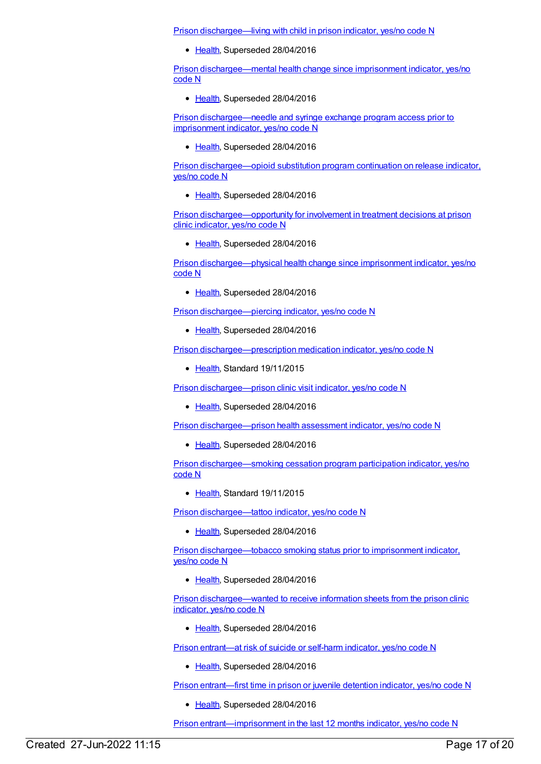[Prison discharge—living with child in prison indicator, yes/no code N]

- [Health], Superseded 28/04/2016

[Prison discharge—mental health change since imprisonment indicator, yes/no code N]

- [Health], Superseded 28/04/2016

[Prison discharge—needle and syringe exchange program access prior to imprisonment indicator, yes/no code N]

- [Health], Superseded 28/04/2016

[Prison discharge—opioid substitution program continuation on release indicator, yes/no code N]

- [Health], Superseded 28/04/2016

[Prison discharge—opportunity for involvement in treatment decisions at prison clinic indicator, yes/no code N]

- [Health], Superseded 28/04/2016

[Prison discharge—physical health change since imprisonment indicator, yes/no code N]

- [Health], Superseded 28/04/2016

[Prison discharge—piercing indicator, yes/no code N]

- [Health], Superseded 28/04/2016

[Prison discharge—prescription medication indicator, yes/no code N]

- [Health], Standard 19/11/2015

[Prison discharge—prison clinic visit indicator, yes/no code N]

- [Health], Superseded 28/04/2016

[Prison discharge—prison health assessment indicator, yes/no code N]

- [Health], Superseded 28/04/2016

[Prison discharge—smoking cessation program participation indicator, yes/no code N]

- [Health], Standard 19/11/2015

[Prison discharge—tattoo indicator, yes/no code N]

- [Health], Superseded 28/04/2016

[Prison discharge—tobacco smoking status prior to imprisonment indicator, yes/no code N]

- [Health], Superseded 28/04/2016

[Prison discharge—wanted to receive information sheets from the prison clinic indicator, yes/no code N]

- [Health], Superseded 28/04/2016

[Prison entrant—at risk of suicide or self-harm indicator, yes/no code N]

- [Health], Superseded 28/04/2016

[Prison entrant—first time in prison or juvenile detention indicator, yes/no code N]

- [Health], Superseded 28/04/2016

[Prison entrant—imprisonment in the last 12 months indicator, yes/no code N]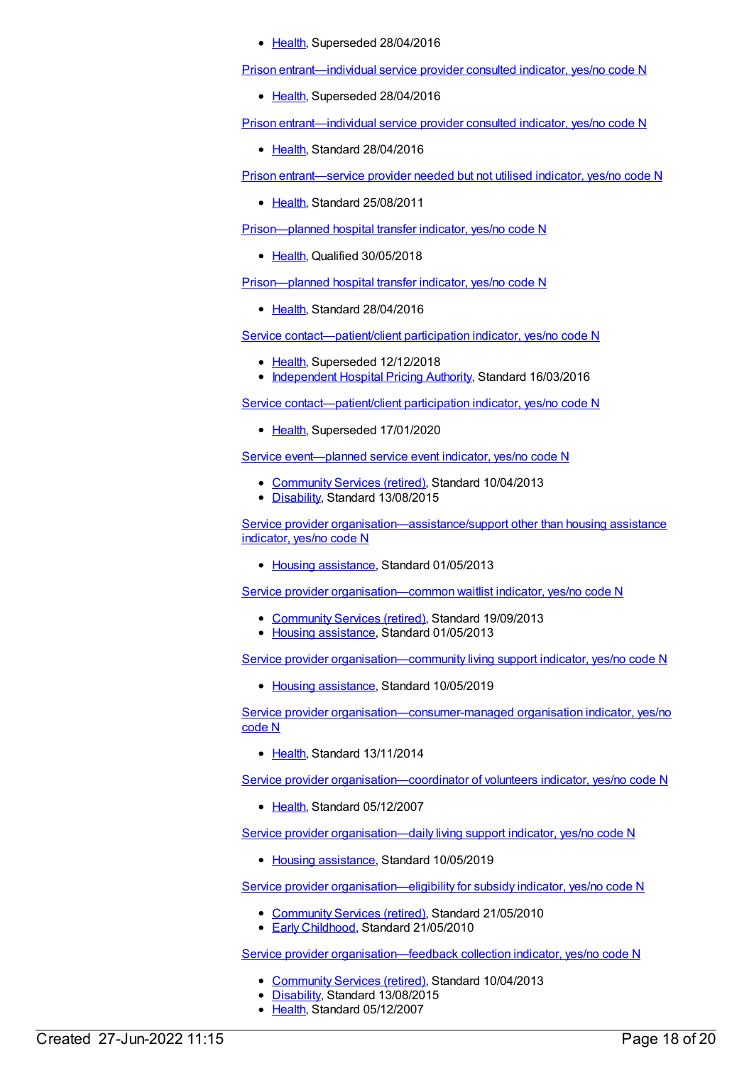- Health, Superseded 28/04/2016

Prison entrant—individual service provider consulted indicator, yes/no code N

- Health, Superseded 28/04/2016

Prison entrant—individual service provider consulted indicator, yes/no code N

- Health, Standard 28/04/2016

Prison entrant—service provider needed but not utilised indicator, yes/no code N

- Health, Standard 25/08/2011

Prison—planned hospital transfer indicator, yes/no code N

- Health, Qualified 30/05/2018

Prison—planned hospital transfer indicator, yes/no code N

- Health, Standard 28/04/2016

Service contact—patient/client participation indicator, yes/no code N

- Health, Superseded 12/12/2018
- Independent Hospital Pricing Authority, Standard 16/03/2016

Service contact—patient/client participation indicator, yes/no code N

- Health, Superseded 17/01/2020

Service event—planned service event indicator, yes/no code N

- Community Services (retired), Standard 10/04/2013
- Disability, Standard 13/08/2015

Service provider organisation—assistance/support other than housing assistance indicator, yes/no code N

- Housing assistance, Standard 01/05/2013

Service provider organisation—common waitlist indicator, yes/no code N

- Community Services (retired), Standard 19/09/2013
- Housing assistance, Standard 01/05/2013

Service provider organisation—community living support indicator, yes/no code N

- Housing assistance, Standard 10/05/2019

Service provider organisation—consumer-managed organisation indicator, yes/no code N

- Health, Standard 13/11/2014

Service provider organisation—coordinator of volunteers indicator, yes/no code N

- Health, Standard 05/12/2007

Service provider organisation—daily living support indicator, yes/no code N

- Housing assistance, Standard 10/05/2019

Service provider organisation—eligibility for subsidy indicator, yes/no code N

- Community Services (retired), Standard 21/05/2010
- Early Childhood, Standard 21/05/2010

Service provider organisation—feedback collection indicator, yes/no code N

- Community Services (retired), Standard 10/04/2013
- Disability, Standard 13/08/2015
- Health, Standard 05/12/2007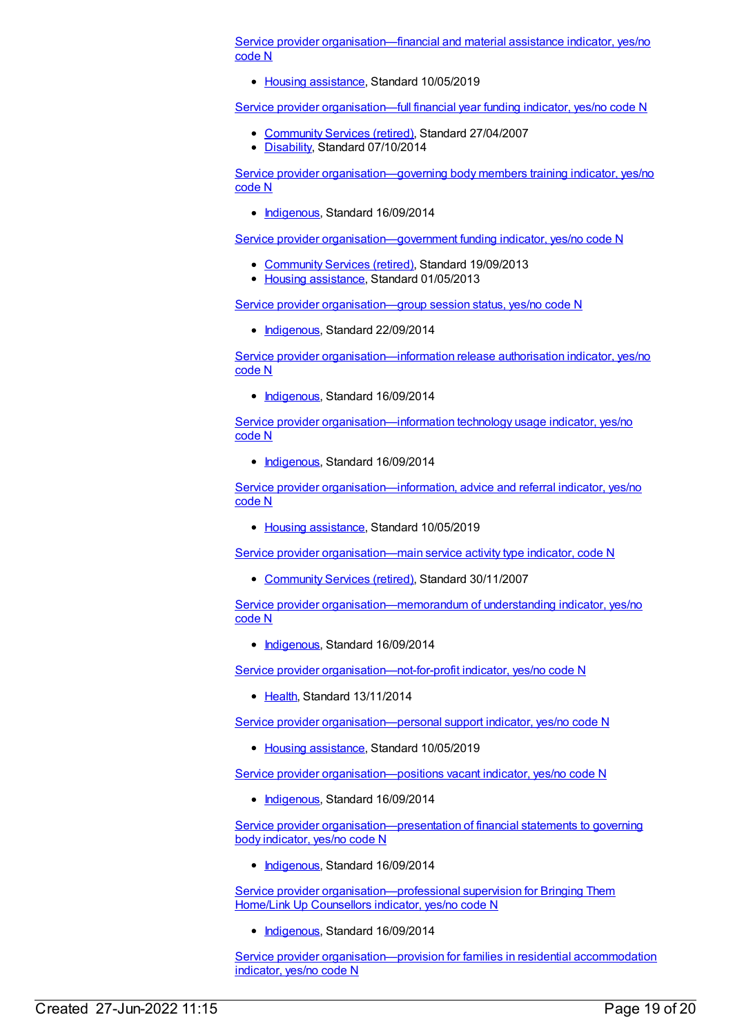Service provider organisation—financial and material assistance indicator, yes/no code N

- Housing assistance, Standard 10/05/2019

Service provider organisation—full financial year funding indicator, yes/no code N

- Community Services (retired), Standard 27/04/2007
- Disability, Standard 07/10/2014

Service provider organisation—governing body members training indicator, yes/no code N

- Indigenous, Standard 16/09/2014

Service provider organisation—government funding indicator, yes/no code N

- Community Services (retired), Standard 19/09/2013
- Housing assistance, Standard 01/05/2013

Service provider organisation—group session status, yes/no code N

- Indigenous, Standard 22/09/2014

Service provider organisation—information release authorisation indicator, yes/no code N

- Indigenous, Standard 16/09/2014

Service provider organisation—information technology usage indicator, yes/no code N

- Indigenous, Standard 16/09/2014

Service provider organisation—information, advice and referral indicator, yes/no code N

- Housing assistance, Standard 10/05/2019

Service provider organisation—main service activity type indicator, code N

- Community Services (retired), Standard 30/11/2007

Service provider organisation—memorandum of understanding indicator, yes/no code N

- Indigenous, Standard 16/09/2014

Service provider organisation—not-for-profit indicator, yes/no code N

- Health, Standard 13/11/2014

Service provider organisation—personal support indicator, yes/no code N

- Housing assistance, Standard 10/05/2019

Service provider organisation—positions vacant indicator, yes/no code N

- Indigenous, Standard 16/09/2014

Service provider organisation—presentation of financial statements to governing body indicator, yes/no code N

- Indigenous, Standard 16/09/2014

Service provider organisation—professional supervision for Bringing Them Home/Link Up Counsellors indicator, yes/no code N

- Indigenous, Standard 16/09/2014

Service provider organisation—provision for families in residential accommodation indicator, yes/no code N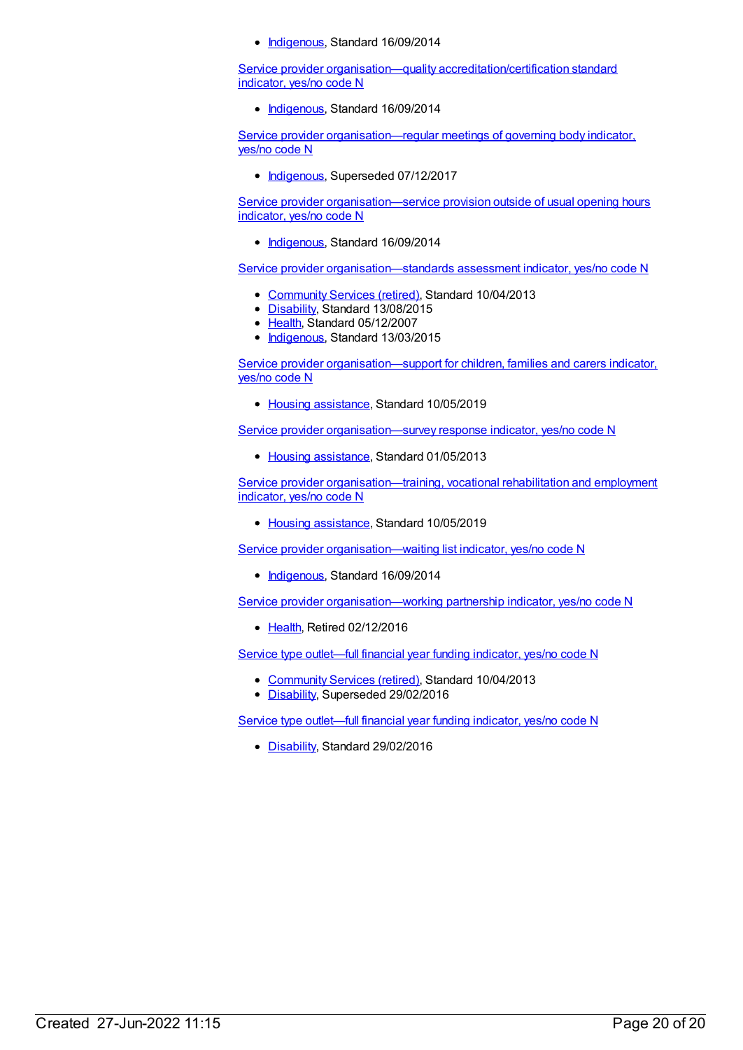- Indigenous, Standard 16/09/2014

Service provider organisation—quality accreditation/certification standard indicator, yes/no code N

- Indigenous, Standard 16/09/2014

Service provider organisation—regular meetings of governing body indicator, yes/no code N

- Indigenous, Superseded 07/12/2017

Service provider organisation—service provision outside of usual opening hours indicator, yes/no code N

- Indigenous, Standard 16/09/2014

Service provider organisation—standards assessment indicator, yes/no code N

- Community Services (retired), Standard 10/04/2013
- Disability, Standard 13/08/2015
- Health, Standard 05/12/2007
- Indigenous, Standard 13/03/2015

Service provider organisation—support for children, families and carers indicator, yes/no code N

- Housing assistance, Standard 10/05/2019

Service provider organisation—survey response indicator, yes/no code N

- Housing assistance, Standard 01/05/2013

Service provider organisation—training, vocational rehabilitation and employment indicator, yes/no code N

- Housing assistance, Standard 10/05/2019

Service provider organisation—waiting list indicator, yes/no code N

- Indigenous, Standard 16/09/2014

Service provider organisation—working partnership indicator, yes/no code N

- Health, Retired 02/12/2016

Service type outlet—full financial year funding indicator, yes/no code N

- Community Services (retired), Standard 10/04/2013
- Disability, Superseded 29/02/2016

Service type outlet—full financial year funding indicator, yes/no code N

- Disability, Standard 29/02/2016

Created 27-Jun-2022 11:15